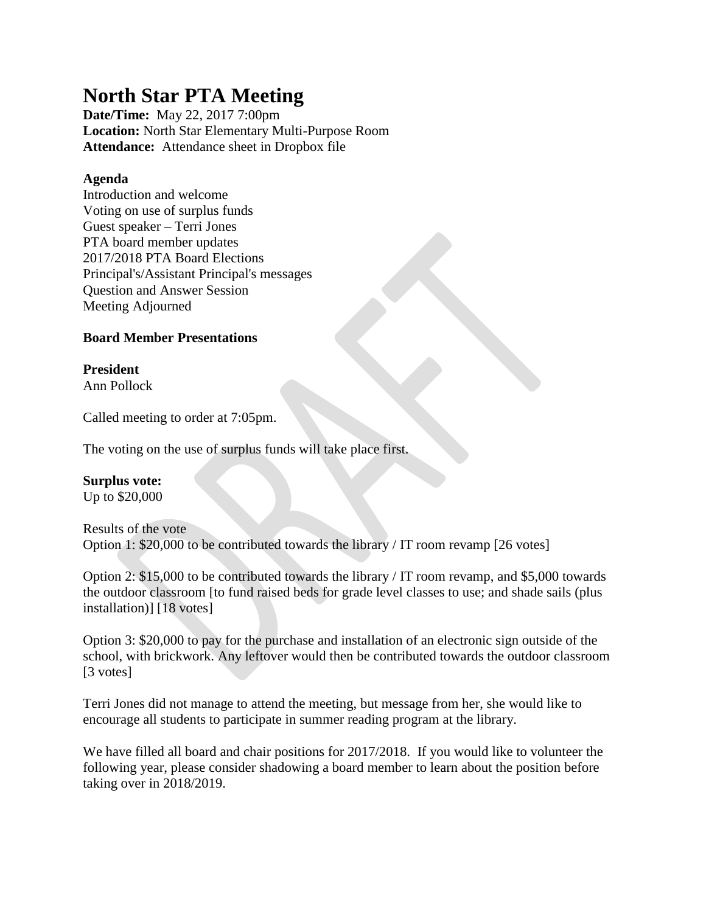# North Star PTA Meeting

**Date/Time:** May 22, 2017 7:00pm
**Location:** North Star Elementary Multi-Purpose Room
**Attendance:** Attendance sheet in Dropbox file

**Agenda**
Introduction and welcome
Voting on use of surplus funds
Guest speaker – Terri Jones
PTA board member updates
2017/2018 PTA Board Elections
Principal's/Assistant Principal's messages
Question and Answer Session
Meeting Adjourned

**Board Member Presentations**

**President**
Ann Pollock

Called meeting to order at 7:05pm.

The voting on the use of surplus funds will take place first.

**Surplus vote:**
Up to $20,000

Results of the vote
Option 1: $20,000 to be contributed towards the library / IT room revamp [26 votes]

Option 2: $15,000 to be contributed towards the library / IT room revamp, and $5,000 towards the outdoor classroom [to fund raised beds for grade level classes to use; and shade sails (plus installation)] [18 votes]

Option 3: $20,000 to pay for the purchase and installation of an electronic sign outside of the school, with brickwork. Any leftover would then be contributed towards the outdoor classroom [3 votes]

Terri Jones did not manage to attend the meeting, but message from her, she would like to encourage all students to participate in summer reading program at the library.

We have filled all board and chair positions for 2017/2018. If you would like to volunteer the following year, please consider shadowing a board member to learn about the position before taking over in 2018/2019.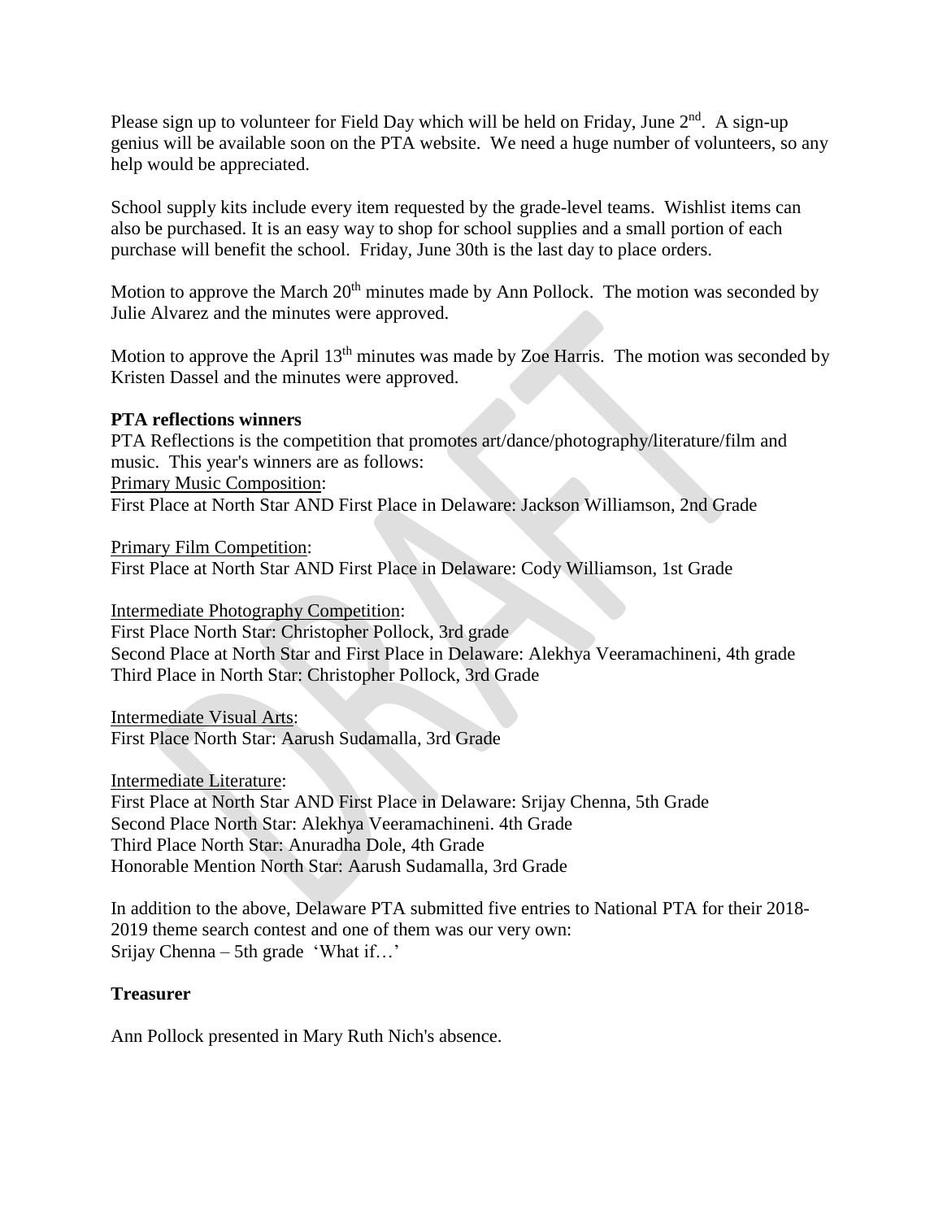Please sign up to volunteer for Field Day which will be held on Friday, June 2nd. A sign-up genius will be available soon on the PTA website. We need a huge number of volunteers, so any help would be appreciated.

School supply kits include every item requested by the grade-level teams. Wishlist items can also be purchased. It is an easy way to shop for school supplies and a small portion of each purchase will benefit the school. Friday, June 30th is the last day to place orders.

Motion to approve the March 20th minutes made by Ann Pollock. The motion was seconded by Julie Alvarez and the minutes were approved.

Motion to approve the April 13th minutes was made by Zoe Harris. The motion was seconded by Kristen Dassel and the minutes were approved.

**PTA reflections winners**

PTA Reflections is the competition that promotes art/dance/photography/literature/film and music. This year's winners are as follows:

<u>Primary Music Composition</u>:
First Place at North Star AND First Place in Delaware: Jackson Williamson, 2nd Grade

<u>Primary Film Competition</u>:
First Place at North Star AND First Place in Delaware: Cody Williamson, 1st Grade

<u>Intermediate Photography Competition</u>:
First Place North Star: Christopher Pollock, 3rd grade
Second Place at North Star and First Place in Delaware: Alekhya Veeramachineni, 4th grade
Third Place in North Star: Christopher Pollock, 3rd Grade

<u>Intermediate Visual Arts</u>:
First Place North Star: Aarush Sudamalla, 3rd Grade

<u>Intermediate Literature</u>:
First Place at North Star AND First Place in Delaware: Srijay Chenna, 5th Grade
Second Place North Star: Alekhya Veeramachineni. 4th Grade
Third Place North Star: Anuradha Dole, 4th Grade
Honorable Mention North Star: Aarush Sudamalla, 3rd Grade

In addition to the above, Delaware PTA submitted five entries to National PTA for their 2018-2019 theme search contest and one of them was our very own:
Srijay Chenna – 5th grade 'What if…'

**Treasurer**

Ann Pollock presented in Mary Ruth Nich's absence.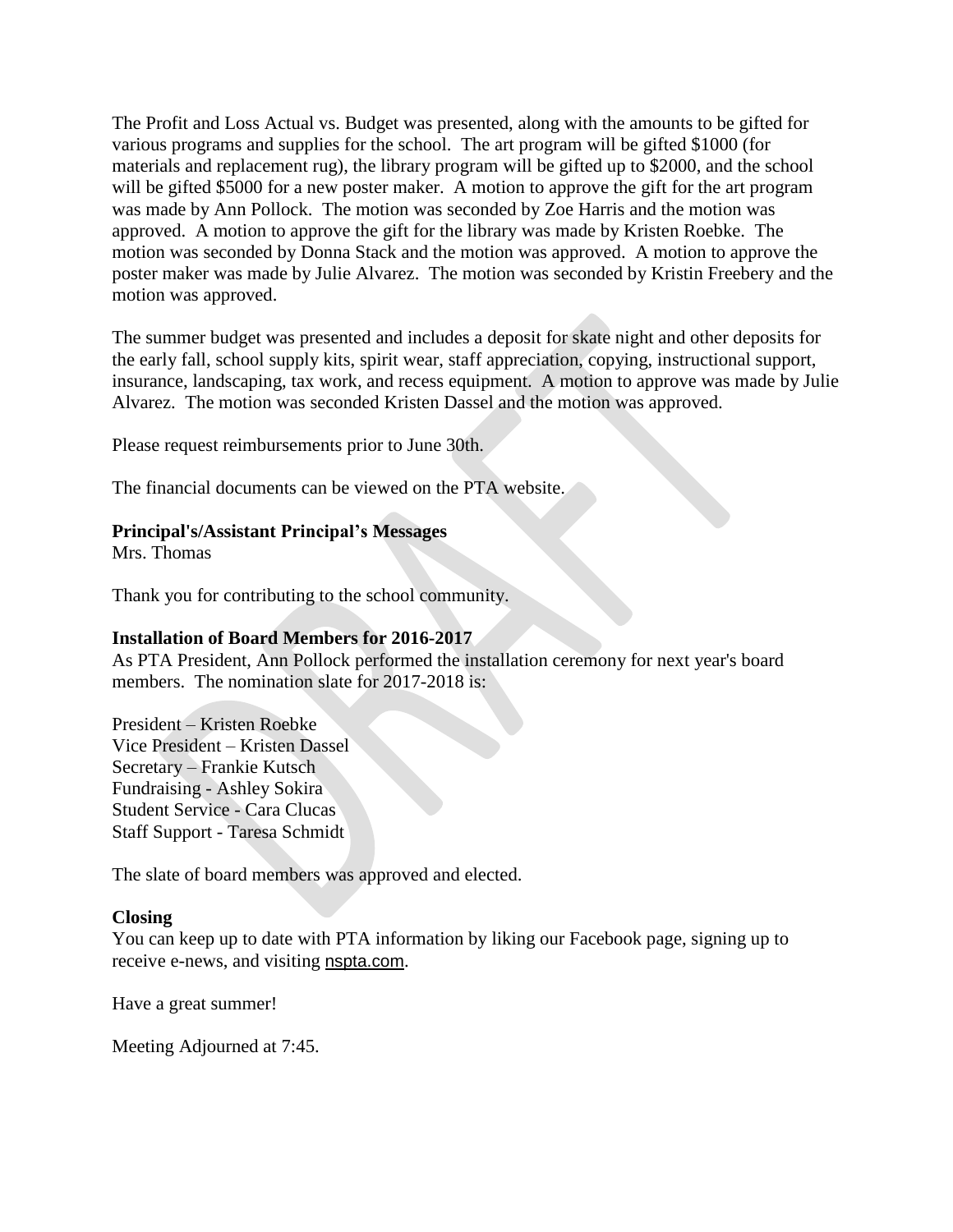The Profit and Loss Actual vs. Budget was presented, along with the amounts to be gifted for various programs and supplies for the school. The art program will be gifted $1000 (for materials and replacement rug), the library program will be gifted up to $2000, and the school will be gifted $5000 for a new poster maker. A motion to approve the gift for the art program was made by Ann Pollock. The motion was seconded by Zoe Harris and the motion was approved. A motion to approve the gift for the library was made by Kristen Roebke. The motion was seconded by Donna Stack and the motion was approved. A motion to approve the poster maker was made by Julie Alvarez. The motion was seconded by Kristin Freebery and the motion was approved.

The summer budget was presented and includes a deposit for skate night and other deposits for the early fall, school supply kits, spirit wear, staff appreciation, copying, instructional support, insurance, landscaping, tax work, and recess equipment. A motion to approve was made by Julie Alvarez. The motion was seconded Kristen Dassel and the motion was approved.

Please request reimbursements prior to June 30th.

The financial documents can be viewed on the PTA website.

**Principal's/Assistant Principal's Messages**
Mrs. Thomas

Thank you for contributing to the school community.

**Installation of Board Members for 2016-2017**
As PTA President, Ann Pollock performed the installation ceremony for next year's board members. The nomination slate for 2017-2018 is:

President – Kristen Roebke
Vice President – Kristen Dassel
Secretary – Frankie Kutsch
Fundraising - Ashley Sokira
Student Service - Cara Clucas
Staff Support - Taresa Schmidt

The slate of board members was approved and elected.

**Closing**
You can keep up to date with PTA information by liking our Facebook page, signing up to receive e-news, and visiting nspta.com.

Have a great summer!

Meeting Adjourned at 7:45.